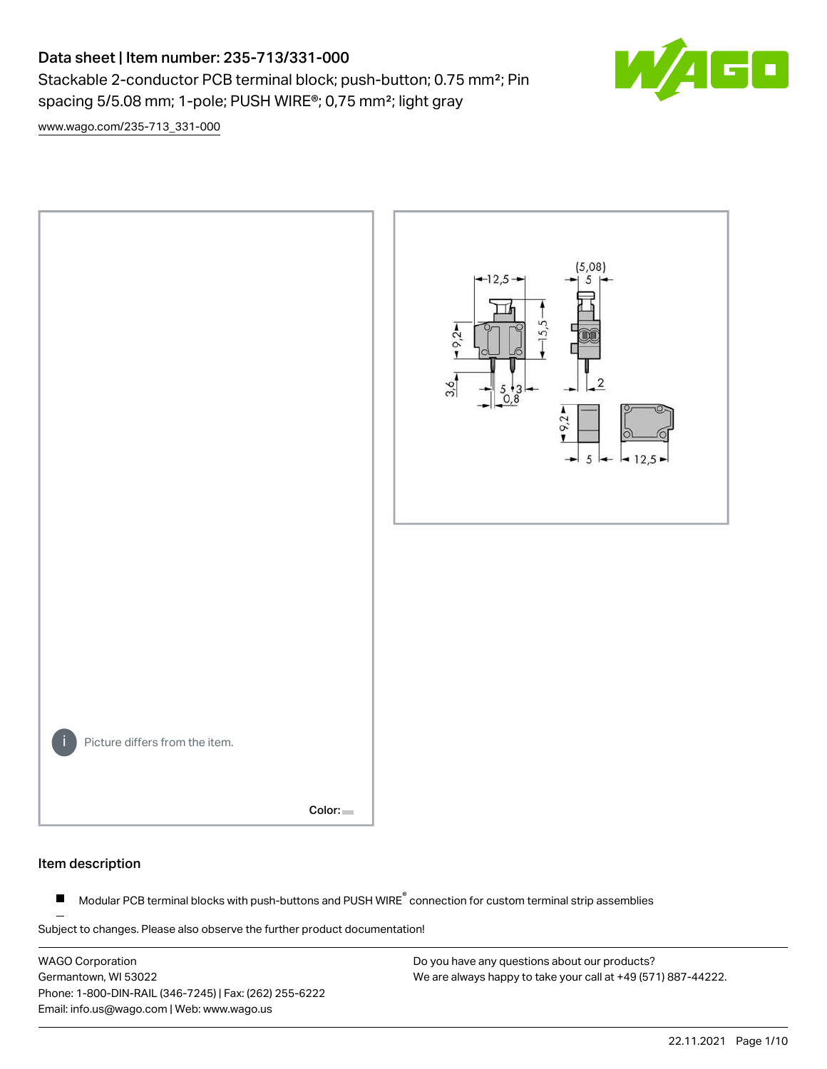# Data sheet | Item number: 235-713/331-000

Stackable 2-conductor PCB terminal block; push-button; 0.75 mm²; Pin spacing 5/5.08 mm; 1-pole; PUSH WIRE®; 0,75 mm²; light gray

www.wago.com/235-713_331-000

Picture differs from the item.

Color:

## Item description

- Modular PCB terminal blocks with push-buttons and PUSH WIRE® connection for custom terminal strip assemblies

Subject to changes. Please also observe the further product documentation!

WAGO Corporation
Germantown, WI 53022
Phone: 1-800-DIN-RAIL (346-7245) | Fax: (262) 255-6222
Email: info.us@wago.com | Web: www.wago.us

Do you have any questions about our products?
We are always happy to take your call at +49 (571) 887-44222.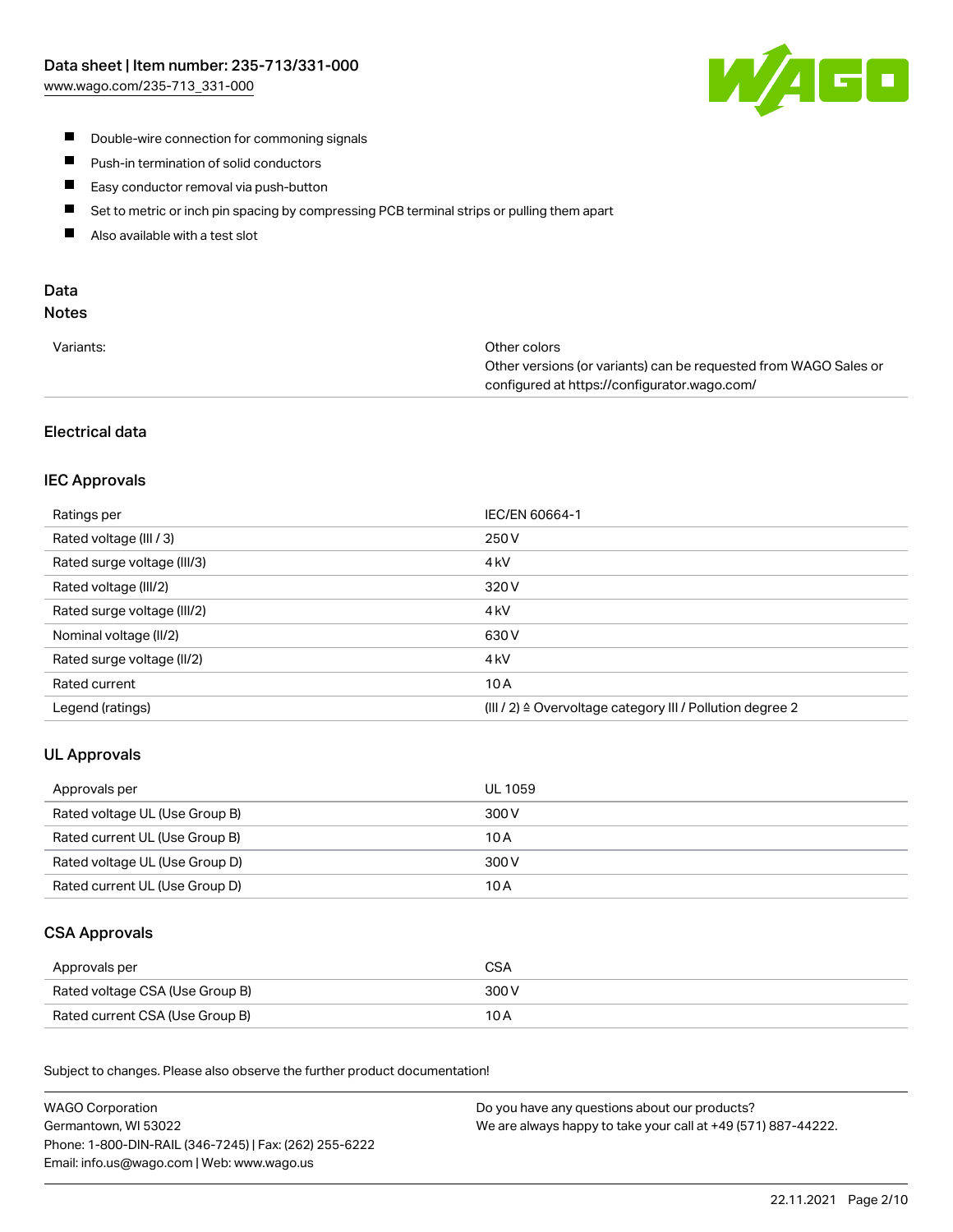- Double-wire connection for commoning signals
- Push-in termination of solid conductors
- Easy conductor removal via push-button
- Set to metric or inch pin spacing by compressing PCB terminal strips or pulling them apart
- Also available with a test slot

## Data
### Notes

| | |
|---|---|
| Variants: | Other colors<br>Other versions (or variants) can be requested from WAGO Sales or configured at https://configurator.wago.com/ |

### Electrical data

#### IEC Approvals

| | |
|---|---|
| Ratings per | IEC/EN 60664-1 |
| Rated voltage (III / 3) | 250 V |
| Rated surge voltage (III/3) | 4 kV |
| Rated voltage (III/2) | 320 V |
| Rated surge voltage (III/2) | 4 kV |
| Nominal voltage (II/2) | 630 V |
| Rated surge voltage (II/2) | 4 kV |
| Rated current | 10 A |
| Legend (ratings) | (III / 2) ≙ Overvoltage category III / Pollution degree 2 |

#### UL Approvals

| | |
|---|---|
| Approvals per | UL 1059 |
| Rated voltage UL (Use Group B) | 300 V |
| Rated current UL (Use Group B) | 10 A |
| Rated voltage UL (Use Group D) | 300 V |
| Rated current UL (Use Group D) | 10 A |

#### CSA Approvals

| | |
|---|---|
| Approvals per | CSA |
| Rated voltage CSA (Use Group B) | 300 V |
| Rated current CSA (Use Group B) | 10 A |

Subject to changes. Please also observe the further product documentation!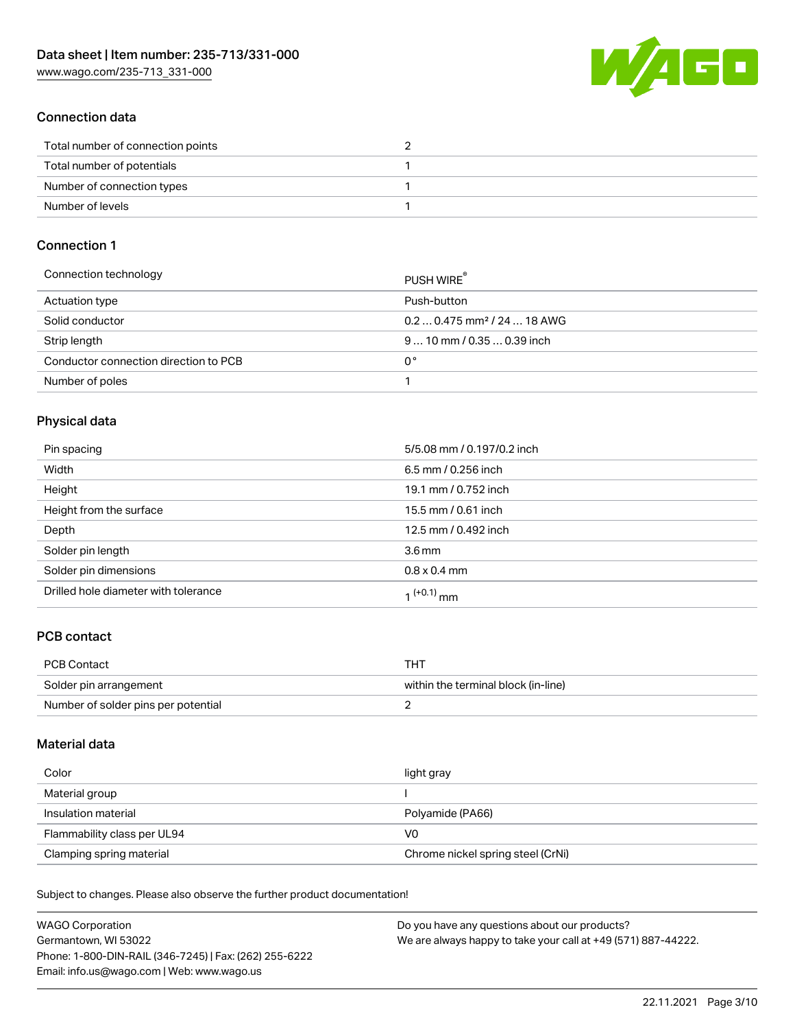## Connection data

| Total number of connection points | 2 |
| --- | --- |
| Total number of potentials | 1 |
| Number of connection types | 1 |
| Number of levels | 1 |

## Connection 1

| Connection technology | PUSH WIRE® |
| --- | --- |
| Actuation type | Push-button |
| Solid conductor | 0.2 … 0.475 mm² / 24 … 18 AWG |
| Strip length | 9 … 10 mm / 0.35 … 0.39 inch |
| Conductor connection direction to PCB | 0 ° |
| Number of poles | 1 |

## Physical data

| Pin spacing | 5/5.08 mm / 0.197/0.2 inch |
| --- | --- |
| Width | 6.5 mm / 0.256 inch |
| Height | 19.1 mm / 0.752 inch |
| Height from the surface | 15.5 mm / 0.61 inch |
| Depth | 12.5 mm / 0.492 inch |
| Solder pin length | 3.6 mm |
| Solder pin dimensions | 0.8 x 0.4 mm |
| Drilled hole diameter with tolerance | $1^{(+0.1)}$ mm |

## PCB contact

| PCB Contact | THT |
| --- | --- |
| Solder pin arrangement | within the terminal block (in-line) |
| Number of solder pins per potential | 2 |

## Material data

| Color | light gray |
| --- | --- |
| Material group | I |
| Insulation material | Polyamide (PA66) |
| Flammability class per UL94 | V0 |
| Clamping spring material | Chrome nickel spring steel (CrNi) |

Subject to changes. Please also observe the further product documentation!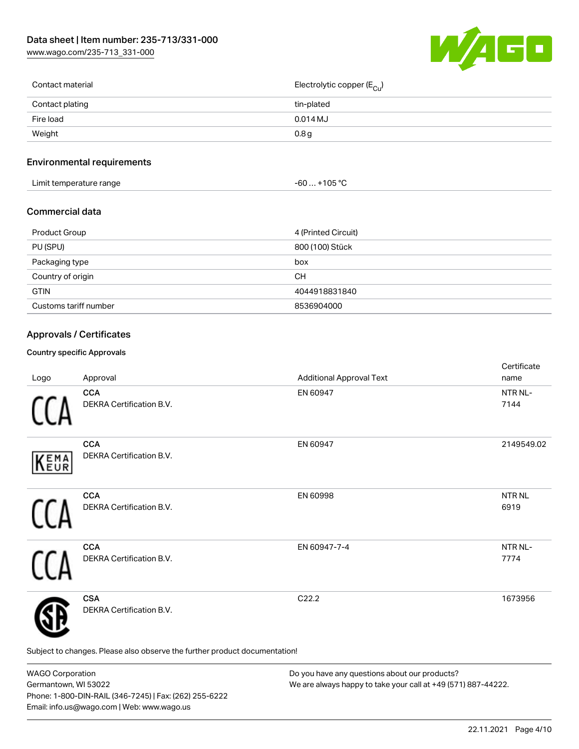| Contact material | Electrolytic copper ($E_{Cu}$) |
| --- | --- |
| Contact plating | tin-plated |
| Fire load | 0.014 MJ |
| Weight | 0.8 g |

## Environmental requirements

| Limit temperature range | -60 … +105 °C |
| --- | --- |

## Commercial data

| Product Group | 4 (Printed Circuit) |
| --- | --- |
| PU (SPU) | 800 (100) Stück |
| Packaging type | box |
| Country of origin | CH |
| GTIN | 4044918831840 |
| Customs tariff number | 8536904000 |

## Approvals / Certificates

### Country specific Approvals

| Logo | Approval | Additional Approval Text | Certificate name |
| --- | --- | --- | --- |
| | **CCA** DEKRA Certification B.V. | EN 60947 | NTR NL-7144 |
| | **CCA** DEKRA Certification B.V. | EN 60947 | 2149549.02 |
| | **CCA** DEKRA Certification B.V. | EN 60998 | NTR NL 6919 |
| | **CCA** DEKRA Certification B.V. | EN 60947-7-4 | NTR NL-7774 |
| | **CSA** DEKRA Certification B.V. | C22.2 | 1673956 |

Subject to changes. Please also observe the further product documentation!

WAGO Corporation
Germantown, WI 53022
Phone: 1-800-DIN-RAIL (346-7245) | Fax: (262) 255-6222
Email: info.us@wago.com | Web: www.wago.us

Do you have any questions about our products?
We are always happy to take your call at +49 (571) 887-44222.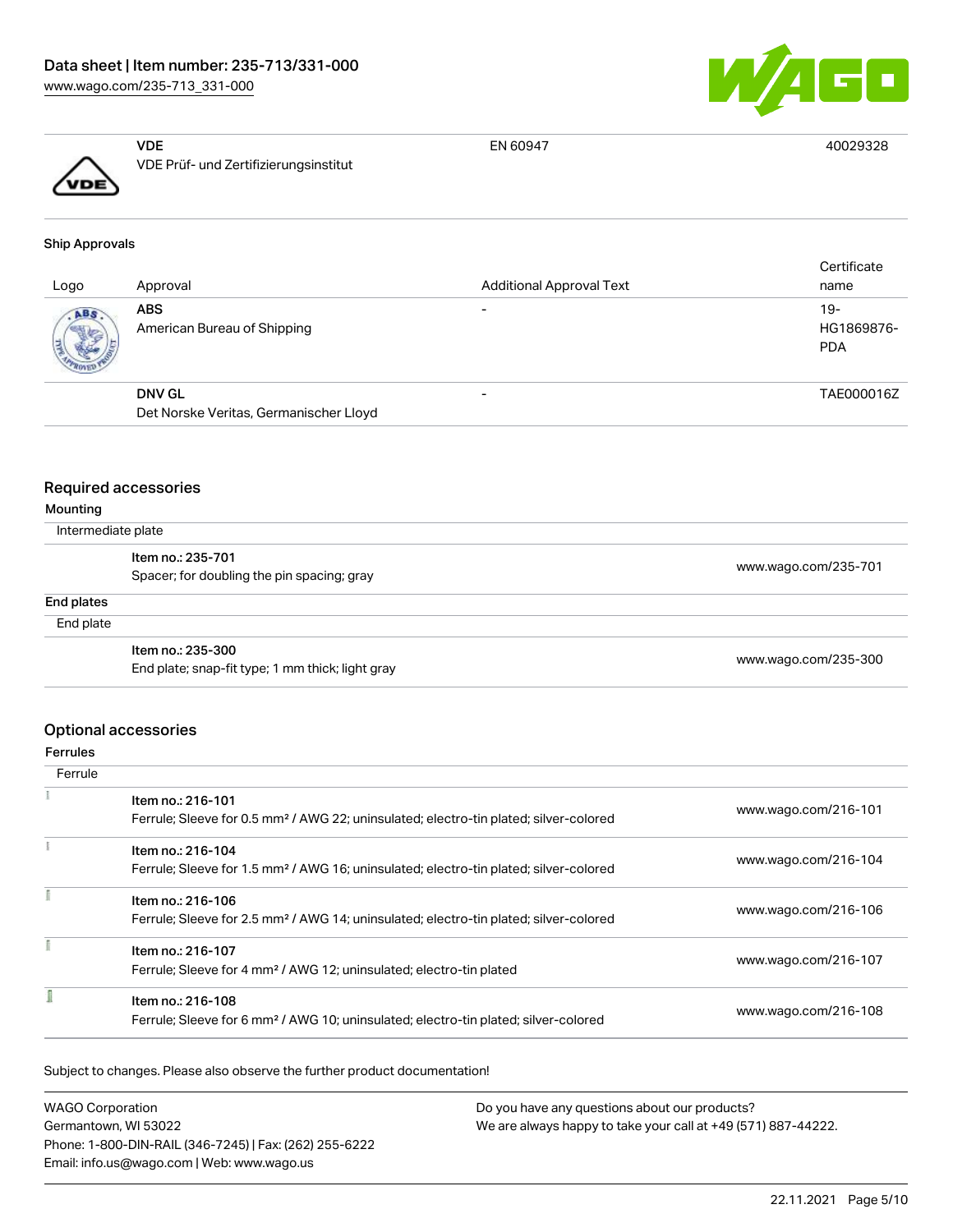| | | | |
|---|---|---|---|
| | **VDE**<br>VDE Prüf- und Zertifizierungsinstitut | EN 60947 | 40029328 |

### Ship Approvals

| Logo | Approval | Additional Approval Text | Certificate name |
|---|---|---|---|
| | **ABS**<br>American Bureau of Shipping | - | 19-HG1869876-PDA |
| | **DNV GL**<br>Det Norske Veritas, Germanischer Lloyd | - | TAE000016Z |

## Required accessories

### Mounting

Intermediate plate

| Item | Link |
|---|---|
| Item no.: 235-701<br>Spacer; for doubling the pin spacing; gray | www.wago.com/235-701 |

### End plates

End plate

| Item | Link |
|---|---|
| Item no.: 235-300<br>End plate; snap-fit type; 1 mm thick; light gray | www.wago.com/235-300 |

## Optional accessories

### Ferrules

Ferrule

| Item | Link |
|---|---|
| Item no.: 216-101<br>Ferrule; Sleeve for 0.5 mm² / AWG 22; uninsulated; electro-tin plated; silver-colored | www.wago.com/216-101 |
| Item no.: 216-104<br>Ferrule; Sleeve for 1.5 mm² / AWG 16; uninsulated; electro-tin plated; silver-colored | www.wago.com/216-104 |
| Item no.: 216-106<br>Ferrule; Sleeve for 2.5 mm² / AWG 14; uninsulated; electro-tin plated; silver-colored | www.wago.com/216-106 |
| Item no.: 216-107<br>Ferrule; Sleeve for 4 mm² / AWG 12; uninsulated; electro-tin plated | www.wago.com/216-107 |
| Item no.: 216-108<br>Ferrule; Sleeve for 6 mm² / AWG 10; uninsulated; electro-tin plated; silver-colored | www.wago.com/216-108 |

Subject to changes. Please also observe the further product documentation!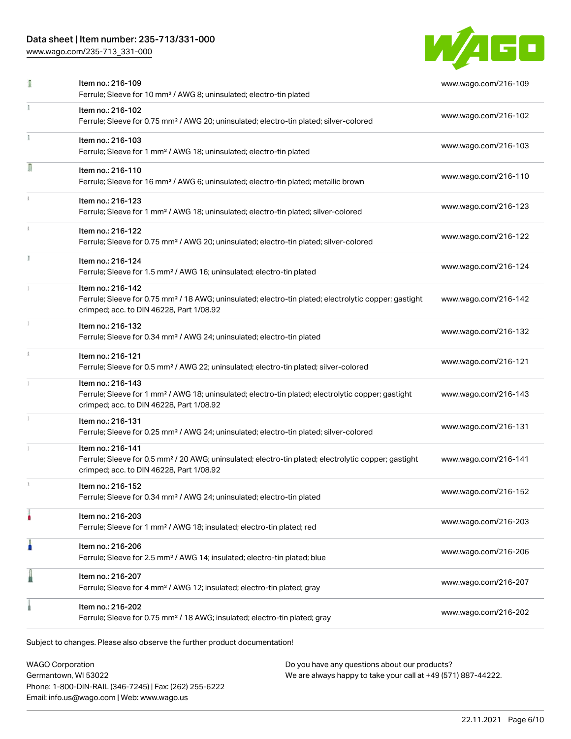| Item | Description | Link |
| --- | --- | --- |
| Item no.: 216-109 | Ferrule; Sleeve for 10 mm² / AWG 8; uninsulated; electro-tin plated | www.wago.com/216-109 |
| Item no.: 216-102 | Ferrule; Sleeve for 0.75 mm² / AWG 20; uninsulated; electro-tin plated; silver-colored | www.wago.com/216-102 |
| Item no.: 216-103 | Ferrule; Sleeve for 1 mm² / AWG 18; uninsulated; electro-tin plated | www.wago.com/216-103 |
| Item no.: 216-110 | Ferrule; Sleeve for 16 mm² / AWG 6; uninsulated; electro-tin plated; metallic brown | www.wago.com/216-110 |
| Item no.: 216-123 | Ferrule; Sleeve for 1 mm² / AWG 18; uninsulated; electro-tin plated; silver-colored | www.wago.com/216-123 |
| Item no.: 216-122 | Ferrule; Sleeve for 0.75 mm² / AWG 20; uninsulated; electro-tin plated; silver-colored | www.wago.com/216-122 |
| Item no.: 216-124 | Ferrule; Sleeve for 1.5 mm² / AWG 16; uninsulated; electro-tin plated | www.wago.com/216-124 |
| Item no.: 216-142 | Ferrule; Sleeve for 0.75 mm² / 18 AWG; uninsulated; electro-tin plated; electrolytic copper; gastight crimped; acc. to DIN 46228, Part 1/08.92 | www.wago.com/216-142 |
| Item no.: 216-132 | Ferrule; Sleeve for 0.34 mm² / AWG 24; uninsulated; electro-tin plated | www.wago.com/216-132 |
| Item no.: 216-121 | Ferrule; Sleeve for 0.5 mm² / AWG 22; uninsulated; electro-tin plated; silver-colored | www.wago.com/216-121 |
| Item no.: 216-143 | Ferrule; Sleeve for 1 mm² / AWG 18; uninsulated; electro-tin plated; electrolytic copper; gastight crimped; acc. to DIN 46228, Part 1/08.92 | www.wago.com/216-143 |
| Item no.: 216-131 | Ferrule; Sleeve for 0.25 mm² / AWG 24; uninsulated; electro-tin plated; silver-colored | www.wago.com/216-131 |
| Item no.: 216-141 | Ferrule; Sleeve for 0.5 mm² / 20 AWG; uninsulated; electro-tin plated; electrolytic copper; gastight crimped; acc. to DIN 46228, Part 1/08.92 | www.wago.com/216-141 |
| Item no.: 216-152 | Ferrule; Sleeve for 0.34 mm² / AWG 24; uninsulated; electro-tin plated | www.wago.com/216-152 |
| Item no.: 216-203 | Ferrule; Sleeve for 1 mm² / AWG 18; insulated; electro-tin plated; red | www.wago.com/216-203 |
| Item no.: 216-206 | Ferrule; Sleeve for 2.5 mm² / AWG 14; insulated; electro-tin plated; blue | www.wago.com/216-206 |
| Item no.: 216-207 | Ferrule; Sleeve for 4 mm² / AWG 12; insulated; electro-tin plated; gray | www.wago.com/216-207 |
| Item no.: 216-202 | Ferrule; Sleeve for 0.75 mm² / 18 AWG; insulated; electro-tin plated; gray | www.wago.com/216-202 |

Subject to changes. Please also observe the further product documentation!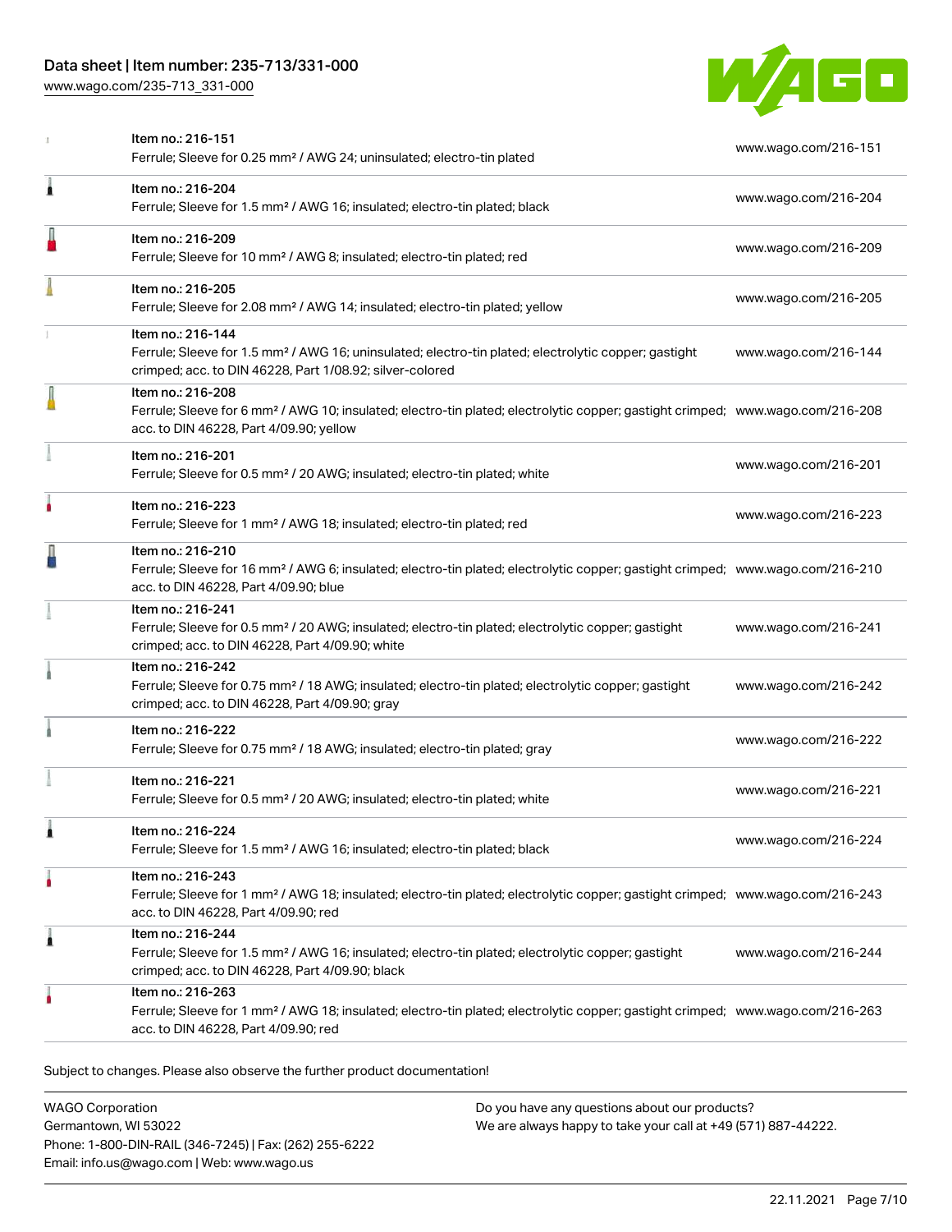| | | |
|---|---|---|
| | Item no.: 216-151<br>Ferrule; Sleeve for 0.25 mm² / AWG 24; uninsulated; electro-tin plated | www.wago.com/216-151 |
| | Item no.: 216-204<br>Ferrule; Sleeve for 1.5 mm² / AWG 16; insulated; electro-tin plated; black | www.wago.com/216-204 |
| | Item no.: 216-209<br>Ferrule; Sleeve for 10 mm² / AWG 8; insulated; electro-tin plated; red | www.wago.com/216-209 |
| | Item no.: 216-205<br>Ferrule; Sleeve for 2.08 mm² / AWG 14; insulated; electro-tin plated; yellow | www.wago.com/216-205 |
| | Item no.: 216-144<br>Ferrule; Sleeve for 1.5 mm² / AWG 16; uninsulated; electro-tin plated; electrolytic copper; gastight crimped; acc. to DIN 46228, Part 1/08.92; silver-colored | www.wago.com/216-144 |
| | Item no.: 216-208<br>Ferrule; Sleeve for 6 mm² / AWG 10; insulated; electro-tin plated; electrolytic copper; gastight crimped; acc. to DIN 46228, Part 4/09.90; yellow | www.wago.com/216-208 |
| | Item no.: 216-201<br>Ferrule; Sleeve for 0.5 mm² / 20 AWG; insulated; electro-tin plated; white | www.wago.com/216-201 |
| | Item no.: 216-223<br>Ferrule; Sleeve for 1 mm² / AWG 18; insulated; electro-tin plated; red | www.wago.com/216-223 |
| | Item no.: 216-210<br>Ferrule; Sleeve for 16 mm² / AWG 6; insulated; electro-tin plated; electrolytic copper; gastight crimped; acc. to DIN 46228, Part 4/09.90; blue | www.wago.com/216-210 |
| | Item no.: 216-241<br>Ferrule; Sleeve for 0.5 mm² / 20 AWG; insulated; electro-tin plated; electrolytic copper; gastight crimped; acc. to DIN 46228, Part 4/09.90; white | www.wago.com/216-241 |
| | Item no.: 216-242<br>Ferrule; Sleeve for 0.75 mm² / 18 AWG; insulated; electro-tin plated; electrolytic copper; gastight crimped; acc. to DIN 46228, Part 4/09.90; gray | www.wago.com/216-242 |
| | Item no.: 216-222<br>Ferrule; Sleeve for 0.75 mm² / 18 AWG; insulated; electro-tin plated; gray | www.wago.com/216-222 |
| | Item no.: 216-221<br>Ferrule; Sleeve for 0.5 mm² / 20 AWG; insulated; electro-tin plated; white | www.wago.com/216-221 |
| | Item no.: 216-224<br>Ferrule; Sleeve for 1.5 mm² / AWG 16; insulated; electro-tin plated; black | www.wago.com/216-224 |
| | Item no.: 216-243<br>Ferrule; Sleeve for 1 mm² / AWG 18; insulated; electro-tin plated; electrolytic copper; gastight crimped; acc. to DIN 46228, Part 4/09.90; red | www.wago.com/216-243 |
| | Item no.: 216-244<br>Ferrule; Sleeve for 1.5 mm² / AWG 16; insulated; electro-tin plated; electrolytic copper; gastight crimped; acc. to DIN 46228, Part 4/09.90; black | www.wago.com/216-244 |
| | Item no.: 216-263<br>Ferrule; Sleeve for 1 mm² / AWG 18; insulated; electro-tin plated; electrolytic copper; gastight crimped; acc. to DIN 46228, Part 4/09.90; red | www.wago.com/216-263 |

Subject to changes. Please also observe the further product documentation!

WAGO Corporation
Germantown, WI 53022
Phone: 1-800-DIN-RAIL (346-7245) | Fax: (262) 255-6222
Email: info.us@wago.com | Web: www.wago.us

Do you have any questions about our products?
We are always happy to take your call at +49 (571) 887-44222.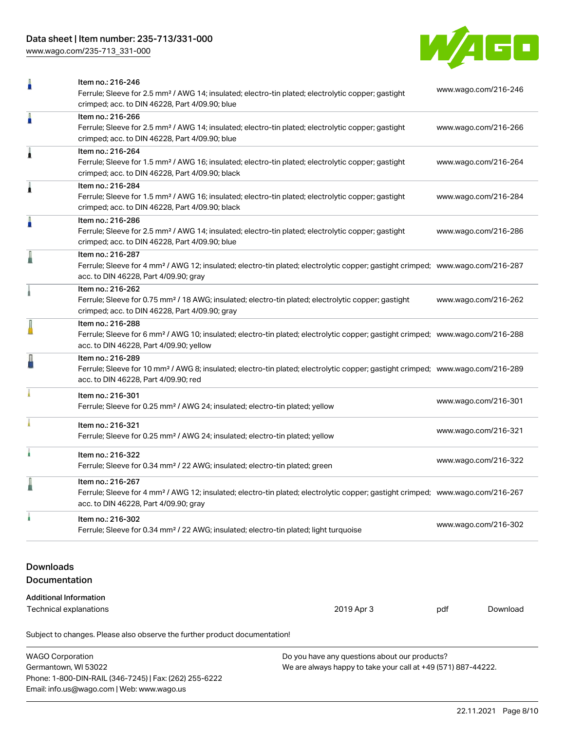| | | |
|---|---|---|
| | Item no.: 216-246<br>Ferrule; Sleeve for 2.5 mm² / AWG 14; insulated; electro-tin plated; electrolytic copper; gastight crimped; acc. to DIN 46228, Part 4/09.90; blue | www.wago.com/216-246 |
| | Item no.: 216-266<br>Ferrule; Sleeve for 2.5 mm² / AWG 14; insulated; electro-tin plated; electrolytic copper; gastight crimped; acc. to DIN 46228, Part 4/09.90; blue | www.wago.com/216-266 |
| | Item no.: 216-264<br>Ferrule; Sleeve for 1.5 mm² / AWG 16; insulated; electro-tin plated; electrolytic copper; gastight crimped; acc. to DIN 46228, Part 4/09.90; black | www.wago.com/216-264 |
| | Item no.: 216-284<br>Ferrule; Sleeve for 1.5 mm² / AWG 16; insulated; electro-tin plated; electrolytic copper; gastight crimped; acc. to DIN 46228, Part 4/09.90; black | www.wago.com/216-284 |
| | Item no.: 216-286<br>Ferrule; Sleeve for 2.5 mm² / AWG 14; insulated; electro-tin plated; electrolytic copper; gastight crimped; acc. to DIN 46228, Part 4/09.90; blue | www.wago.com/216-286 |
| | Item no.: 216-287<br>Ferrule; Sleeve for 4 mm² / AWG 12; insulated; electro-tin plated; electrolytic copper; gastight crimped; acc. to DIN 46228, Part 4/09.90; gray | www.wago.com/216-287 |
| | Item no.: 216-262<br>Ferrule; Sleeve for 0.75 mm² / 18 AWG; insulated; electro-tin plated; electrolytic copper; gastight crimped; acc. to DIN 46228, Part 4/09.90; gray | www.wago.com/216-262 |
| | Item no.: 216-288<br>Ferrule; Sleeve for 6 mm² / AWG 10; insulated; electro-tin plated; electrolytic copper; gastight crimped; acc. to DIN 46228, Part 4/09.90; yellow | www.wago.com/216-288 |
| | Item no.: 216-289<br>Ferrule; Sleeve for 10 mm² / AWG 8; insulated; electro-tin plated; electrolytic copper; gastight crimped; acc. to DIN 46228, Part 4/09.90; red | www.wago.com/216-289 |
| | Item no.: 216-301<br>Ferrule; Sleeve for 0.25 mm² / AWG 24; insulated; electro-tin plated; yellow | www.wago.com/216-301 |
| | Item no.: 216-321<br>Ferrule; Sleeve for 0.25 mm² / AWG 24; insulated; electro-tin plated; yellow | www.wago.com/216-321 |
| | Item no.: 216-322<br>Ferrule; Sleeve for 0.34 mm² / 22 AWG; insulated; electro-tin plated; green | www.wago.com/216-322 |
| | Item no.: 216-267<br>Ferrule; Sleeve for 4 mm² / AWG 12; insulated; electro-tin plated; electrolytic copper; gastight crimped; acc. to DIN 46228, Part 4/09.90; gray | www.wago.com/216-267 |
| | Item no.: 216-302<br>Ferrule; Sleeve for 0.34 mm² / 22 AWG; insulated; electro-tin plated; light turquoise | www.wago.com/216-302 |

## Downloads

### Documentation

**Additional Information**

| | | | |
|---|---|---|---|
| Technical explanations | 2019 Apr 3 | pdf | Download |

Subject to changes. Please also observe the further product documentation!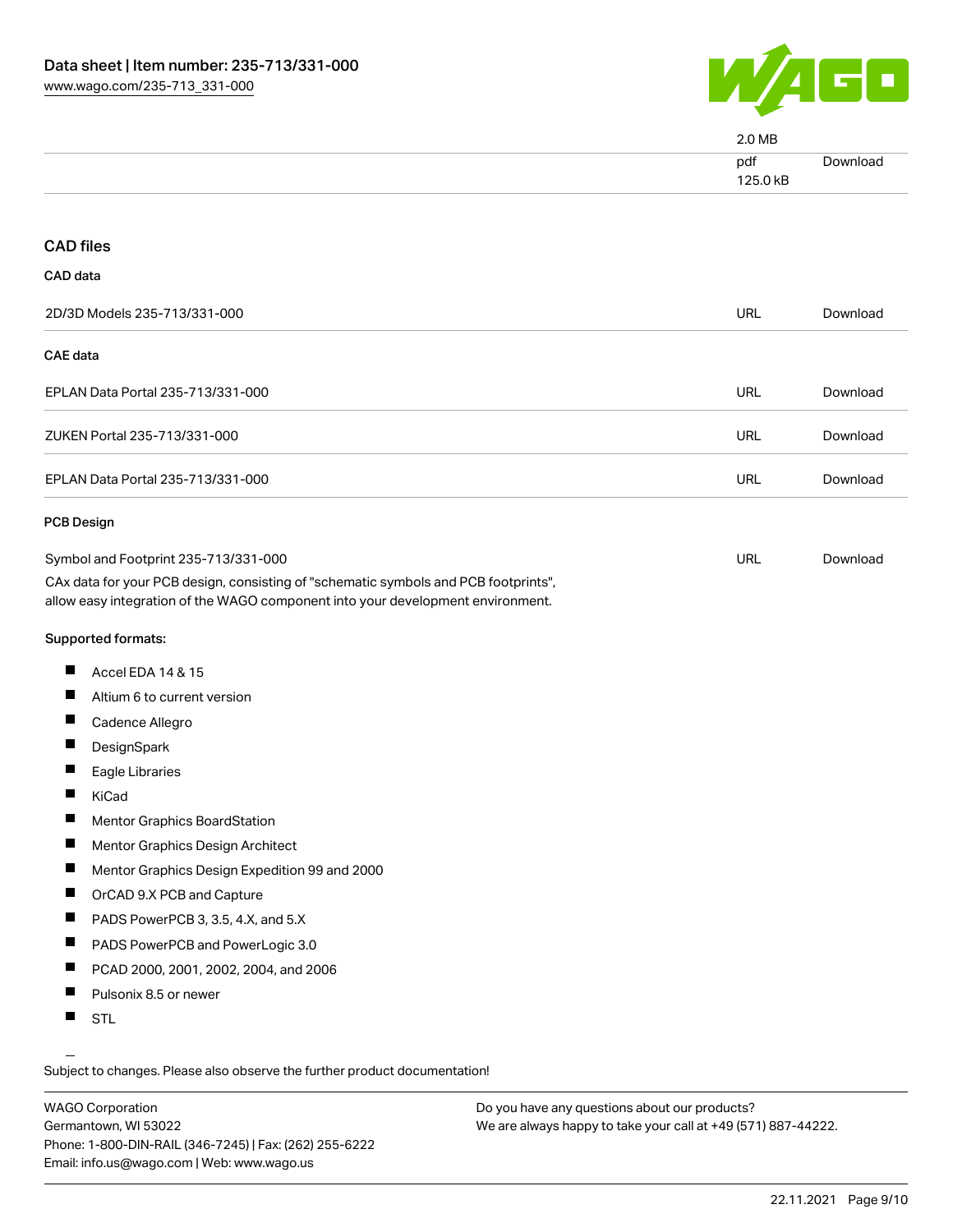| | 2.0 MB | |
|---|---|---|
| | pdf<br>125.0 kB | Download |

## CAD files

### CAD data

| | | |
|---|---|---|
| 2D/3D Models 235-713/331-000 | URL | Download |

### CAE data

| | | |
|---|---|---|
| EPLAN Data Portal 235-713/331-000 | URL | Download |
| ZUKEN Portal 235-713/331-000 | URL | Download |
| EPLAN Data Portal 235-713/331-000 | URL | Download |

### PCB Design

| | | |
|---|---|---|
| Symbol and Footprint 235-713/331-000 | URL | Download |

CAx data for your PCB design, consisting of "schematic symbols and PCB footprints", allow easy integration of the WAGO component into your development environment.

**Supported formats:**

- Accel EDA 14 & 15
- Altium 6 to current version
- Cadence Allegro
- DesignSpark
- Eagle Libraries
- KiCad
- Mentor Graphics BoardStation
- Mentor Graphics Design Architect
- Mentor Graphics Design Expedition 99 and 2000
- OrCAD 9.X PCB and Capture
- PADS PowerPCB 3, 3.5, 4.X, and 5.X
- PADS PowerPCB and PowerLogic 3.0
- PCAD 2000, 2001, 2002, 2004, and 2006
- Pulsonix 8.5 or newer
- STL

Subject to changes. Please also observe the further product documentation!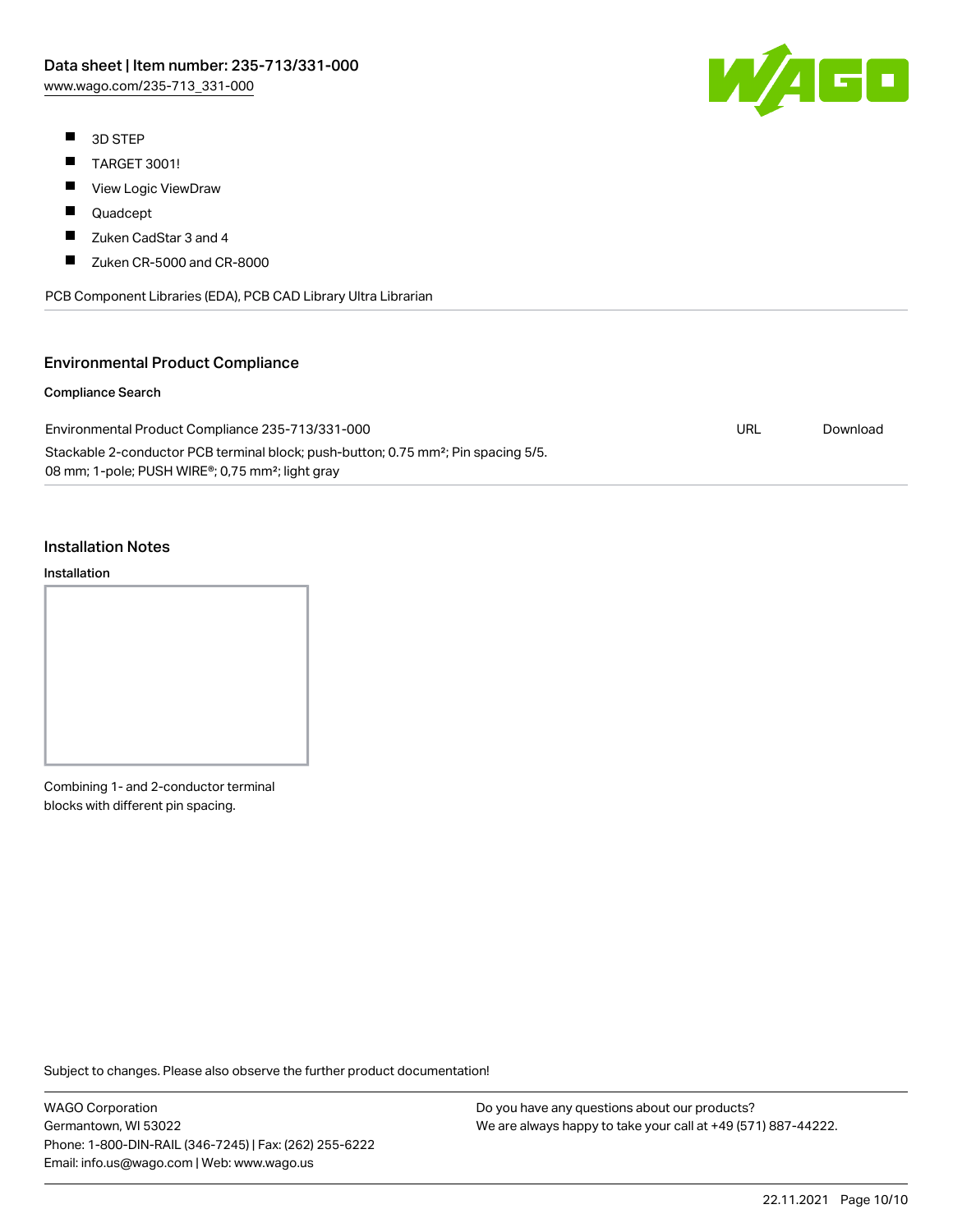- 3D STEP
- TARGET 3001!
- View Logic ViewDraw
- Quadcept
- Zuken CadStar 3 and 4
- Zuken CR-5000 and CR-8000

PCB Component Libraries (EDA), PCB CAD Library Ultra Librarian

## Environmental Product Compliance

### Compliance Search

| | | |
|---|---|---|
| Environmental Product Compliance 235-713/331-000<br>Stackable 2-conductor PCB terminal block; push-button; 0.75 mm²; Pin spacing 5/5.08 mm; 1-pole; PUSH WIRE®; 0,75 mm²; light gray | URL | Download |

## Installation Notes

### Installation

Combining 1- and 2-conductor terminal blocks with different pin spacing.

Subject to changes. Please also observe the further product documentation!

WAGO Corporation
Germantown, WI 53022
Phone: 1-800-DIN-RAIL (346-7245) | Fax: (262) 255-6222
Email: info.us@wago.com | Web: www.wago.us

Do you have any questions about our products?
We are always happy to take your call at +49 (571) 887-44222.